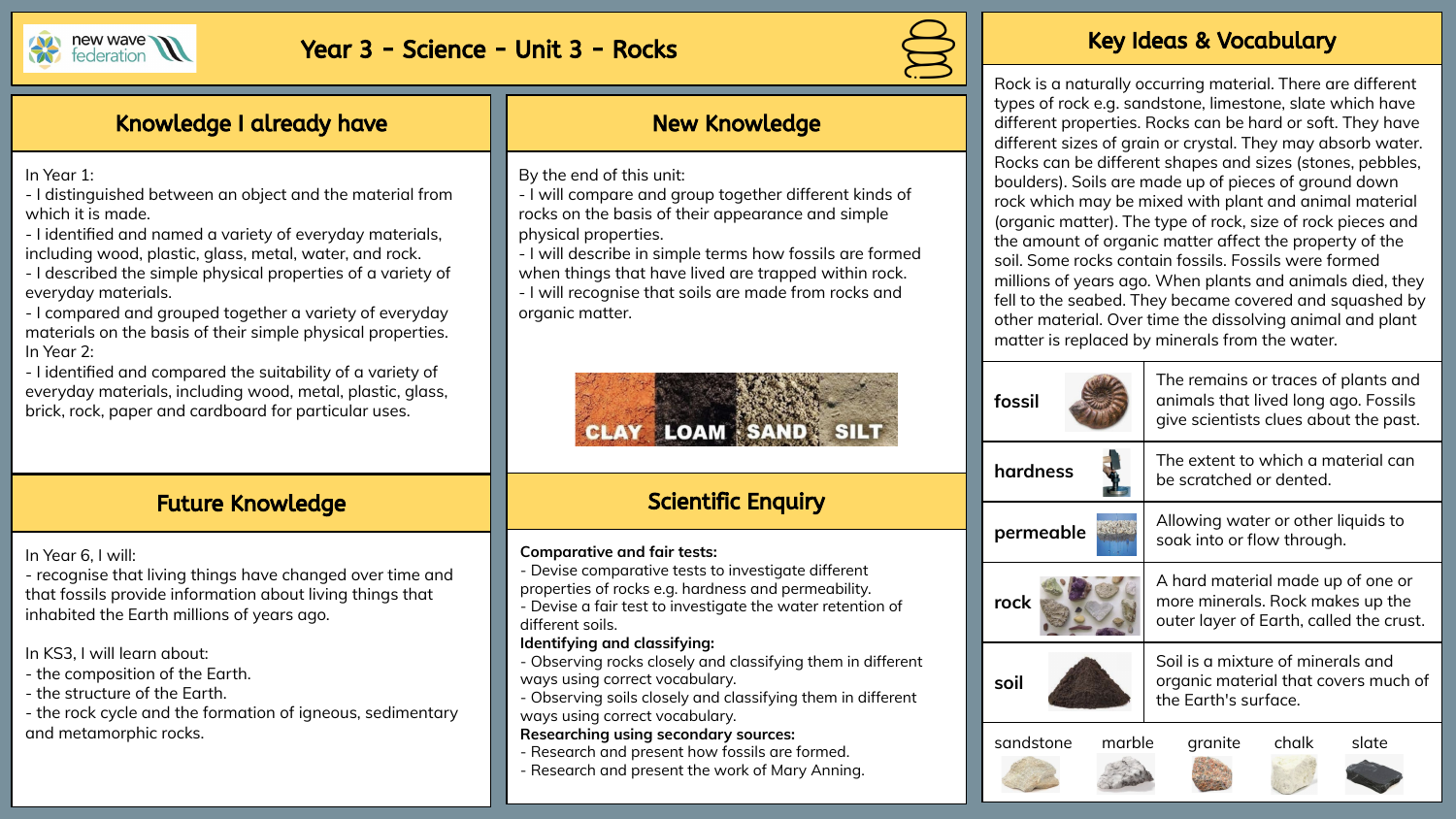# Year 3 - Science - Unit 3 - Rocks

## Knowledge I already have

In Year 1:
- I distinguished between an object and the material from which it is made.
- I identified and named a variety of everyday materials, including wood, plastic, glass, metal, water, and rock.
- I described the simple physical properties of a variety of everyday materials.
- I compared and grouped together a variety of everyday materials on the basis of their simple physical properties.

In Year 2:
- I identified and compared the suitability of a variety of everyday materials, including wood, metal, plastic, glass, brick, rock, paper and cardboard for particular uses.

## Future Knowledge

In Year 6, I will:
- recognise that living things have changed over time and that fossils provide information about living things that inhabited the Earth millions of years ago.

In KS3, I will learn about:
- the composition of the Earth.
- the structure of the Earth.
- the rock cycle and the formation of igneous, sedimentary and metamorphic rocks.

## New Knowledge

By the end of this unit:
- I will compare and group together different kinds of rocks on the basis of their appearance and simple physical properties.
- I will describe in simple terms how fossils are formed when things that have lived are trapped within rock.
- I will recognise that soils are made from rocks and organic matter.

CLAY LOAM SAND SILT

## Scientific Enquiry

**Comparative and fair tests:**
- Devise comparative tests to investigate different properties of rocks e.g. hardness and permeability.
- Devise a fair test to investigate the water retention of different soils.

**Identifying and classifying:**
- Observing rocks closely and classifying them in different ways using correct vocabulary.
- Observing soils closely and classifying them in different ways using correct vocabulary.

**Researching using secondary sources:**
- Research and present how fossils are formed.
- Research and present the work of Mary Anning.

## Key Ideas & Vocabulary

Rock is a naturally occurring material. There are different types of rock e.g. sandstone, limestone, slate which have different properties. Rocks can be hard or soft. They have different sizes of grain or crystal. They may absorb water. Rocks can be different shapes and sizes (stones, pebbles, boulders). Soils are made up of pieces of ground down rock which may be mixed with plant and animal material (organic matter). The type of rock, size of rock pieces and the amount of organic matter affect the property of the soil. Some rocks contain fossils. Fossils were formed millions of years ago. When plants and animals died, they fell to the seabed. They became covered and squashed by other material. Over time the dissolving animal and plant matter is replaced by minerals from the water.

| Word | Meaning |
| --- | --- |
| fossil | The remains or traces of plants and animals that lived long ago. Fossils give scientists clues about the past. |
| hardness | The extent to which a material can be scratched or dented. |
| permeable | Allowing water or other liquids to soak into or flow through. |
| rock | A hard material made up of one or more minerals. Rock makes up the outer layer of Earth, called the crust. |
| soil | Soil is a mixture of minerals and organic material that covers much of the Earth's surface. |

sandstone, marble, granite, chalk, slate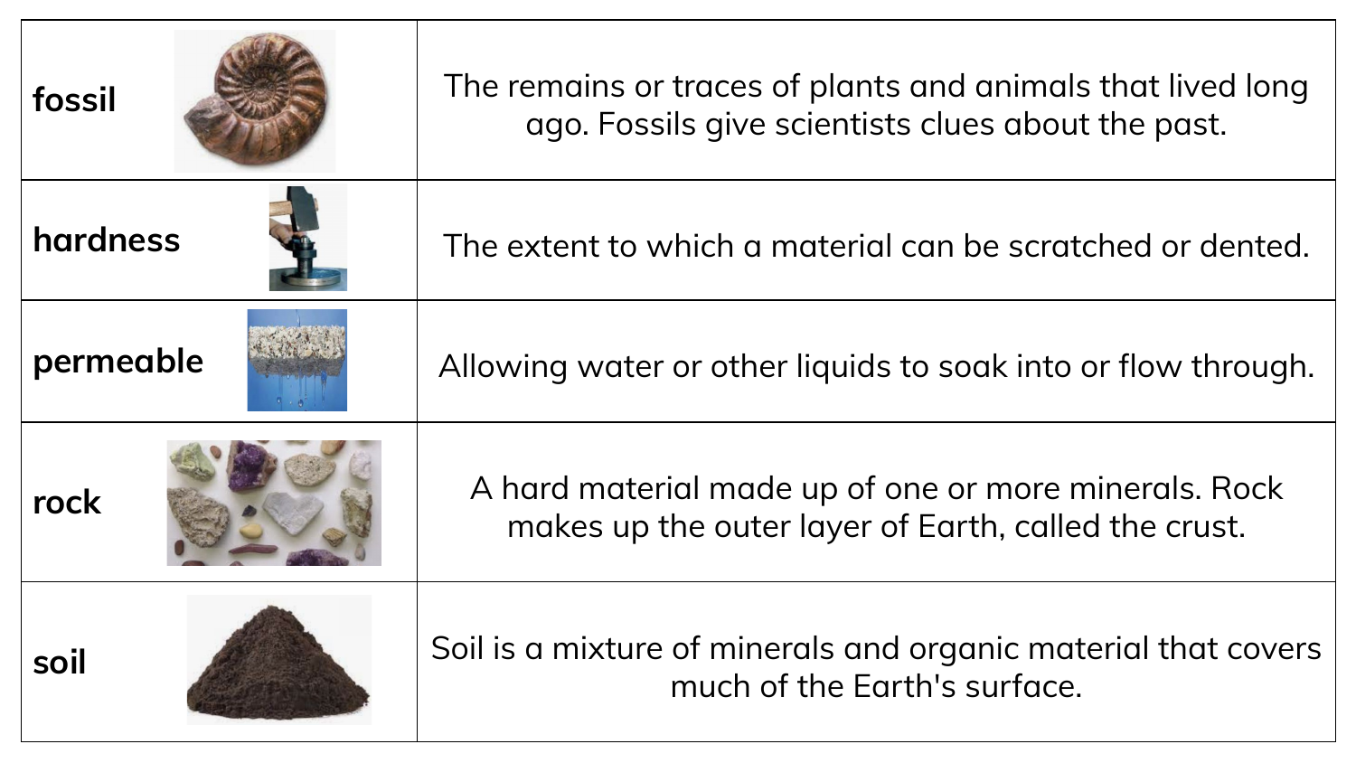| | |
|---|---|
| **fossil** | The remains or traces of plants and animals that lived long ago. Fossils give scientists clues about the past. |
| **hardness** | The extent to which a material can be scratched or dented. |
| **permeable** | Allowing water or other liquids to soak into or flow through. |
| **rock** | A hard material made up of one or more minerals. Rock makes up the outer layer of Earth, called the crust. |
| **soil** | Soil is a mixture of minerals and organic material that covers much of the Earth's surface. |